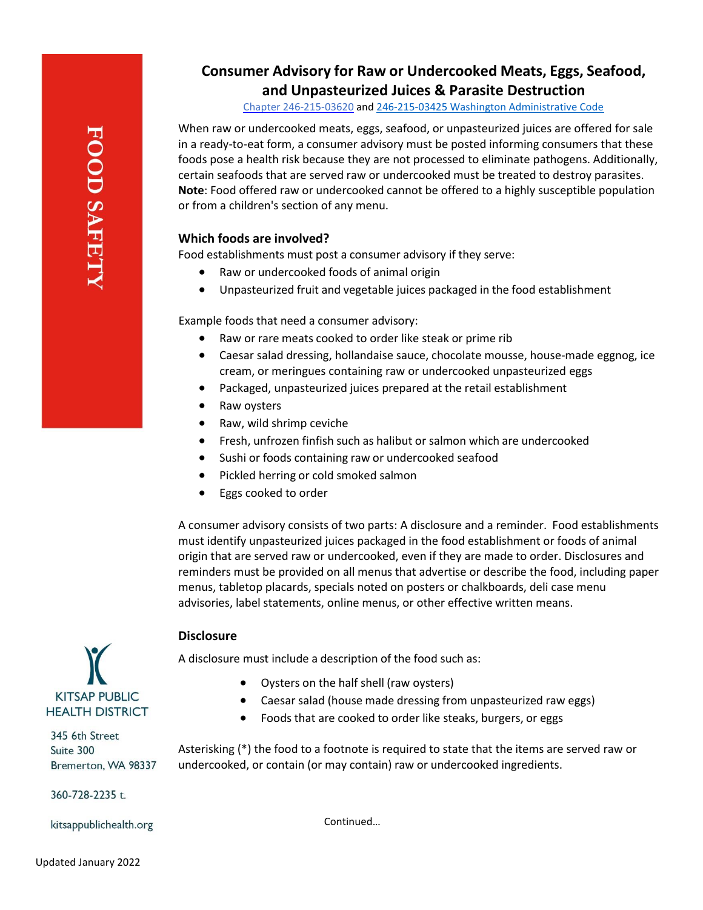FOOD SAFETY

# Consumer Advisory for Raw or Undercooked Meats, Eggs, Seafood, and Unpasteurized Juices & Parasite Destruction

Chapter 246-215-03620 and 246-215-03425 Washington Administrative Code

When raw or undercooked meats, eggs, seafood, or unpasteurized juices are offered for sale in a ready-to-eat form, a consumer advisory must be posted informing consumers that these foods pose a health risk because they are not processed to eliminate pathogens. Additionally, certain seafoods that are served raw or undercooked must be treated to destroy parasites. **Note**: Food offered raw or undercooked cannot be offered to a highly susceptible population or from a children's section of any menu.

## Which foods are involved?

Food establishments must post a consumer advisory if they serve:

- Raw or undercooked foods of animal origin
- Unpasteurized fruit and vegetable juices packaged in the food establishment

Example foods that need a consumer advisory:

- Raw or rare meats cooked to order like steak or prime rib
- Caesar salad dressing, hollandaise sauce, chocolate mousse, house-made eggnog, ice cream, or meringues containing raw or undercooked unpasteurized eggs
- Packaged, unpasteurized juices prepared at the retail establishment
- Raw oysters
- Raw, wild shrimp ceviche
- Fresh, unfrozen finfish such as halibut or salmon which are undercooked
- Sushi or foods containing raw or undercooked seafood
- Pickled herring or cold smoked salmon
- Eggs cooked to order

A consumer advisory consists of two parts: A disclosure and a reminder. Food establishments must identify unpasteurized juices packaged in the food establishment or foods of animal origin that are served raw or undercooked, even if they are made to order. Disclosures and reminders must be provided on all menus that advertise or describe the food, including paper menus, tabletop placards, specials noted on posters or chalkboards, deli case menu advisories, label statements, online menus, or other effective written means.

## Disclosure

A disclosure must include a description of the food such as:

- Oysters on the half shell (raw oysters)
- Caesar salad (house made dressing from unpasteurized raw eggs)
- Foods that are cooked to order like steaks, burgers, or eggs

Asterisking (*) the food to a footnote is required to state that the items are served raw or undercooked, or contain (or may contain) raw or undercooked ingredients.

KITSAP PUBLIC HEALTH DISTRICT

345 6th Street
Suite 300
Bremerton, WA 98337

360-728-2235 t.

kitsappublichealth.org

Continued…

Updated January 2022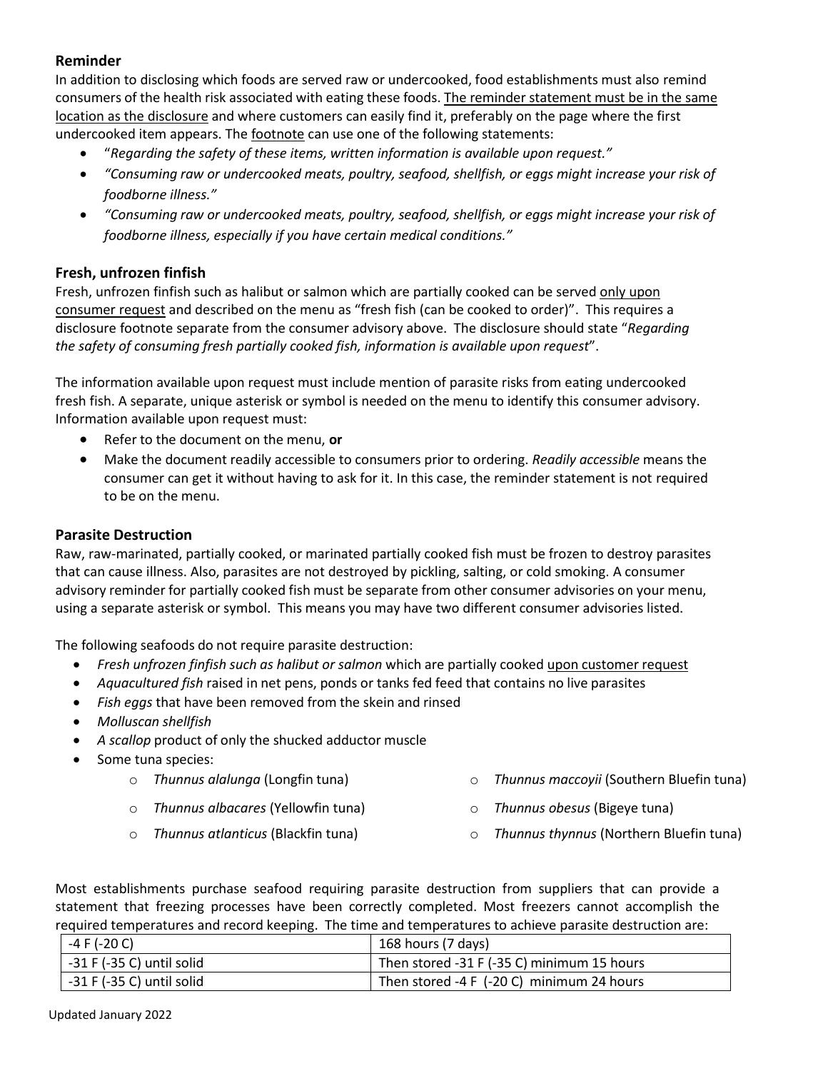### Reminder

In addition to disclosing which foods are served raw or undercooked, food establishments must also remind consumers of the health risk associated with eating these foods. The reminder statement must be in the same location as the disclosure and where customers can easily find it, preferably on the page where the first undercooked item appears. The footnote can use one of the following statements:

- "*Regarding the safety of these items, written information is available upon request.*"
- *"Consuming raw or undercooked meats, poultry, seafood, shellfish, or eggs might increase your risk of foodborne illness."*
- *"Consuming raw or undercooked meats, poultry, seafood, shellfish, or eggs might increase your risk of foodborne illness, especially if you have certain medical conditions."*

### Fresh, unfrozen finfish

Fresh, unfrozen finfish such as halibut or salmon which are partially cooked can be served only upon consumer request and described on the menu as "fresh fish (can be cooked to order)". This requires a disclosure footnote separate from the consumer advisory above. The disclosure should state "*Regarding the safety of consuming fresh partially cooked fish, information is available upon request*".

The information available upon request must include mention of parasite risks from eating undercooked fresh fish. A separate, unique asterisk or symbol is needed on the menu to identify this consumer advisory. Information available upon request must:

- Refer to the document on the menu, **or**
- Make the document readily accessible to consumers prior to ordering. *Readily accessible* means the consumer can get it without having to ask for it. In this case, the reminder statement is not required to be on the menu.

### Parasite Destruction

Raw, raw-marinated, partially cooked, or marinated partially cooked fish must be frozen to destroy parasites that can cause illness. Also, parasites are not destroyed by pickling, salting, or cold smoking. A consumer advisory reminder for partially cooked fish must be separate from other consumer advisories on your menu, using a separate asterisk or symbol. This means you may have two different consumer advisories listed.

The following seafoods do not require parasite destruction:

- *Fresh unfrozen finfish such as halibut or salmon* which are partially cooked upon customer request
- *Aquacultured fish* raised in net pens, ponds or tanks fed feed that contains no live parasites
- *Fish eggs* that have been removed from the skein and rinsed
- *Molluscan shellfish*
- *A scallop* product of only the shucked adductor muscle
- Some tuna species:
  - *Thunnus alalunga* (Longfin tuna)
  - *Thunnus albacares* (Yellowfin tuna)
  - *Thunnus atlanticus* (Blackfin tuna)
  - *Thunnus maccoyii* (Southern Bluefin tuna)
  - *Thunnus obesus* (Bigeye tuna)
  - *Thunnus thynnus* (Northern Bluefin tuna)

Most establishments purchase seafood requiring parasite destruction from suppliers that can provide a statement that freezing processes have been correctly completed. Most freezers cannot accomplish the required temperatures and record keeping. The time and temperatures to achieve parasite destruction are:

| | |
|---|---|
| -4 F (-20 C) | 168 hours (7 days) |
| -31 F (-35 C) until solid | Then stored -31 F (-35 C) minimum 15 hours |
| -31 F (-35 C) until solid | Then stored -4 F (-20 C) minimum 24 hours |

Updated January 2022